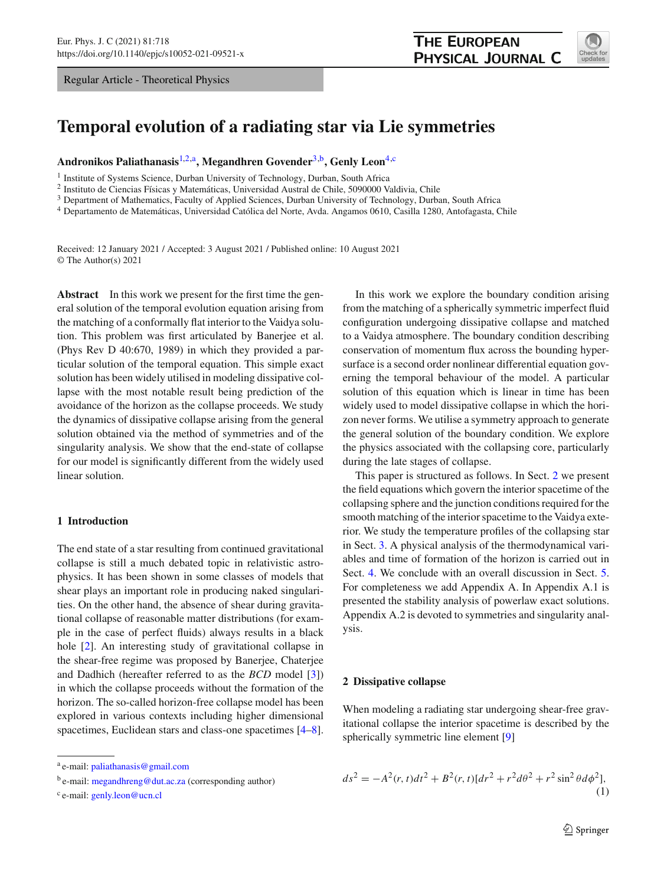Regular Article - Theoretical Physics

# Temporal evolution of a radiating star via Lie symmetries

**Andronikos Paliathanasis**[1,2,a], **Megandhren Govender**[3,b], **Genly Leon**[4,c]

[1] Institute of Systems Science, Durban University of Technology, Durban, South Africa
[2] Instituto de Ciencias Físicas y Matemáticas, Universidad Austral de Chile, 5090000 Valdivia, Chile
[3] Department of Mathematics, Faculty of Applied Sciences, Durban University of Technology, Durban, South Africa
[4] Departamento de Matemáticas, Universidad Católica del Norte, Avda. Angamos 0610, Casilla 1280, Antofagasta, Chile

Received: 12 January 2021 / Accepted: 3 August 2021 / Published online: 10 August 2021
© The Author(s) 2021

**Abstract** In this work we present for the first time the general solution of the temporal evolution equation arising from the matching of a conformally flat interior to the Vaidya solution. This problem was first articulated by Banerjee et al. (Phys Rev D 40:670, 1989) in which they provided a particular solution of the temporal equation. This simple exact solution has been widely utilised in modeling dissipative collapse with the most notable result being prediction of the avoidance of the horizon as the collapse proceeds. We study the dynamics of dissipative collapse arising from the general solution obtained via the method of symmetries and of the singularity analysis. We show that the end-state of collapse for our model is significantly different from the widely used linear solution.

## 1 Introduction

The end state of a star resulting from continued gravitational collapse is still a much debated topic in relativistic astrophysics. It has been shown in some classes of models that shear plays an important role in producing naked singularities. On the other hand, the absence of shear during gravitational collapse of reasonable matter distributions (for example in the case of perfect fluids) always results in a black hole [2]. An interesting study of gravitational collapse in the shear-free regime was proposed by Banerjee, Chaterjee and Dadhich (hereafter referred to as the *BCD* model [3]) in which the collapse proceeds without the formation of the horizon. The so-called horizon-free collapse model has been explored in various contexts including higher dimensional spacetimes, Euclidean stars and class-one spacetimes [4–8].

In this work we explore the boundary condition arising from the matching of a spherically symmetric imperfect fluid configuration undergoing dissipative collapse and matched to a Vaidya atmosphere. The boundary condition describing conservation of momentum flux across the bounding hypersurface is a second order nonlinear differential equation governing the temporal behaviour of the model. A particular solution of this equation which is linear in time has been widely used to model dissipative collapse in which the horizon never forms. We utilise a symmetry approach to generate the general solution of the boundary condition. We explore the physics associated with the collapsing core, particularly during the late stages of collapse.

This paper is structured as follows. In Sect. 2 we present the field equations which govern the interior spacetime of the collapsing sphere and the junction conditions required for the smooth matching of the interior spacetime to the Vaidya exterior. We study the temperature profiles of the collapsing star in Sect. 3. A physical analysis of the thermodynamical variables and time of formation of the horizon is carried out in Sect. 4. We conclude with an overall discussion in Sect. 5. For completeness we add Appendix A. In Appendix A.1 is presented the stability analysis of powerlaw exact solutions. Appendix A.2 is devoted to symmetries and singularity analysis.

## 2 Dissipative collapse

When modeling a radiating star undergoing shear-free gravitational collapse the interior spacetime is described by the spherically symmetric line element [9]

$$ds^2 = -A^2(r,t)dt^2 + B^2(r,t)[dr^2 + r^2 d\theta^2 + r^2 \sin^2\theta d\phi^2], \tag{1}$$

[a] e-mail: paliathanasis@gmail.com
[b] e-mail: megandhreng@dut.ac.za (corresponding author)
[c] e-mail: genly.leon@ucn.cl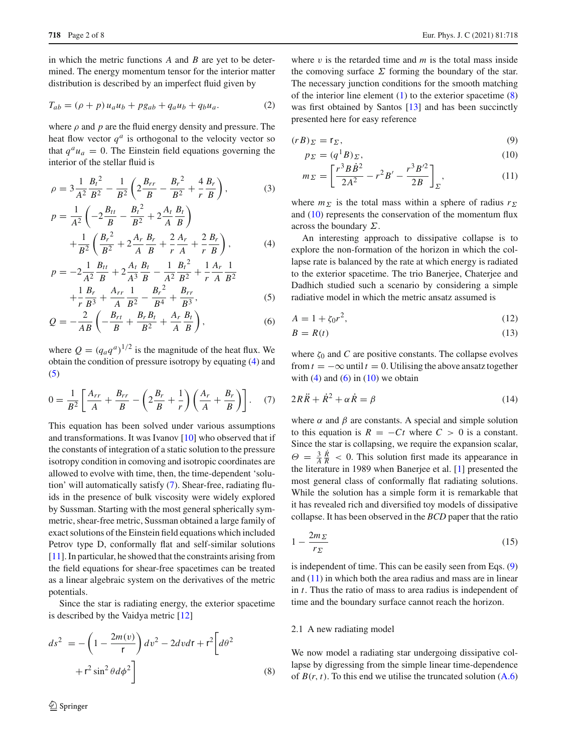in which the metric functions $A$ and $B$ are yet to be determined. The energy momentum tensor for the interior matter distribution is described by an imperfect fluid given by

$$T_{ab} = (\rho + p)\, u_a u_b + p g_{ab} + q_a u_b + q_b u_a. \tag{2}$$

where $\rho$ and $p$ are the fluid energy density and pressure. The heat flow vector $q^a$ is orthogonal to the velocity vector so that $q^a u_a = 0$. The Einstein field equations governing the interior of the stellar fluid is

$$\rho = 3\frac{1}{A^2}\frac{{B_t}^2}{B^2} - \frac{1}{B^2}\left(2\frac{B_{rr}}{B} - \frac{{B_r}^2}{B^2} + \frac{4}{r}\frac{B_r}{B}\right), \tag{3}$$

$$p = \frac{1}{A^2}\left(-2\frac{B_{tt}}{B} - \frac{{B_t}^2}{B^2} + 2\frac{A_t}{A}\frac{B_t}{B}\right) + \frac{1}{B^2}\left(\frac{{B_r}^2}{B^2} + 2\frac{A_r}{A}\frac{B_r}{B} + \frac{2}{r}\frac{A_r}{A} + \frac{2}{r}\frac{B_r}{B}\right), \tag{4}$$

$$p = -2\frac{1}{A^2}\frac{B_{tt}}{B} + 2\frac{A_t}{A^3}\frac{B_t}{B} - \frac{1}{A^2}\frac{{B_t}^2}{B^2} + \frac{1}{r}\frac{A_r}{A}\frac{1}{B^2} + \frac{1}{r}\frac{B_r}{B^3} + \frac{A_{rr}}{A}\frac{1}{B^2} - \frac{{B_r}^2}{B^4} + \frac{B_{rr}}{B^3}, \tag{5}$$

$$Q = -\frac{2}{AB}\left(-\frac{B_{rt}}{B} + \frac{B_r B_t}{B^2} + \frac{A_r}{A}\frac{B_t}{B}\right), \tag{6}$$

where $Q = (q_a q^a)^{1/2}$ is the magnitude of the heat flux. We obtain the condition of pressure isotropy by equating (4) and (5)

$$0 = \frac{1}{B^2}\left[\frac{A_{rr}}{A} + \frac{B_{rr}}{B} - \left(2\frac{B_r}{B} + \frac{1}{r}\right)\left(\frac{A_r}{A} + \frac{B_r}{B}\right)\right]. \tag{7}$$

This equation has been solved under various assumptions and transformations. It was Ivanov [10] who observed that if the constants of integration of a static solution to the pressure isotropy condition in comoving and isotropic coordinates are allowed to evolve with time, then, the time-dependent 'solution' will automatically satisfy (7). Shear-free, radiating fluids in the presence of bulk viscosity were widely explored by Sussman. Starting with the most general spherically symmetric, shear-free metric, Sussman obtained a large family of exact solutions of the Einstein field equations which included Petrov type D, conformally flat and self-similar solutions [11]. In particular, he showed that the constraints arising from the field equations for shear-free spacetimes can be treated as a linear algebraic system on the derivatives of the metric potentials.

Since the star is radiating energy, the exterior spacetime is described by the Vaidya metric [12]

$$ds^2 = -\left(1 - \frac{2m(v)}{\mathsf{r}}\right)dv^2 - 2dv d\mathsf{r} + \mathsf{r}^2\left[d\theta^2 + \mathsf{r}^2\sin^2\theta d\phi^2\right] \tag{8}$$

where $v$ is the retarded time and $m$ is the total mass inside the comoving surface $\Sigma$ forming the boundary of the star. The necessary junction conditions for the smooth matching of the interior line element (1) to the exterior spacetime (8) was first obtained by Santos [13] and has been succinctly presented here for easy reference

$$(rB)_\Sigma = \mathsf{r}_\Sigma, \tag{9}$$

$$p_\Sigma = (q^1 B)_\Sigma, \tag{10}$$

$$m_\Sigma = \left[\frac{r^3 B \dot{B}^2}{2A^2} - r^2 B' - \frac{r^3 B'^2}{2B}\right]_\Sigma, \tag{11}$$

where $m_\Sigma$ is the total mass within a sphere of radius $r_\Sigma$ and (10) represents the conservation of the momentum flux across the boundary $\Sigma$.

An interesting approach to dissipative collapse is to explore the non-formation of the horizon in which the collapse rate is balanced by the rate at which energy is radiated to the exterior spacetime. The trio Banerjee, Chaterjee and Dadhich studied such a scenario by considering a simple radiative model in which the metric ansatz assumed is

$$A = 1 + \zeta_0 r^2, \tag{12}$$

$$B = R(t) \tag{13}$$

where $\zeta_0$ and $C$ are positive constants. The collapse evolves from $t = -\infty$ until $t = 0$. Utilising the above ansatz together with (4) and (6) in (10) we obtain

$$2R\ddot{R} + \dot{R}^2 + \alpha\dot{R} = \beta \tag{14}$$

where $\alpha$ and $\beta$ are constants. A special and simple solution to this equation is $R = -Ct$ where $C > 0$ is a constant. Since the star is collapsing, we require the expansion scalar, $\Theta = \frac{3}{A}\frac{\dot{R}}{R} < 0$. This solution first made its appearance in the literature in 1989 when Banerjee et al. [1] presented the most general class of conformally flat radiating solutions. While the solution has a simple form it is remarkable that it has revealed rich and diversified toy models of dissipative collapse. It has been observed in the *BCD* paper that the ratio

$$1 - \frac{2m_\Sigma}{r_\Sigma} \tag{15}$$

is independent of time. This can be easily seen from Eqs. (9) and (11) in which both the area radius and mass are in linear in $t$. Thus the ratio of mass to area radius is independent of time and the boundary surface cannot reach the horizon.

### 2.1 A new radiating model

We now model a radiating star undergoing dissipative collapse by digressing from the simple linear time-dependence of $B(r, t)$. To this end we utilise the truncated solution (A.6)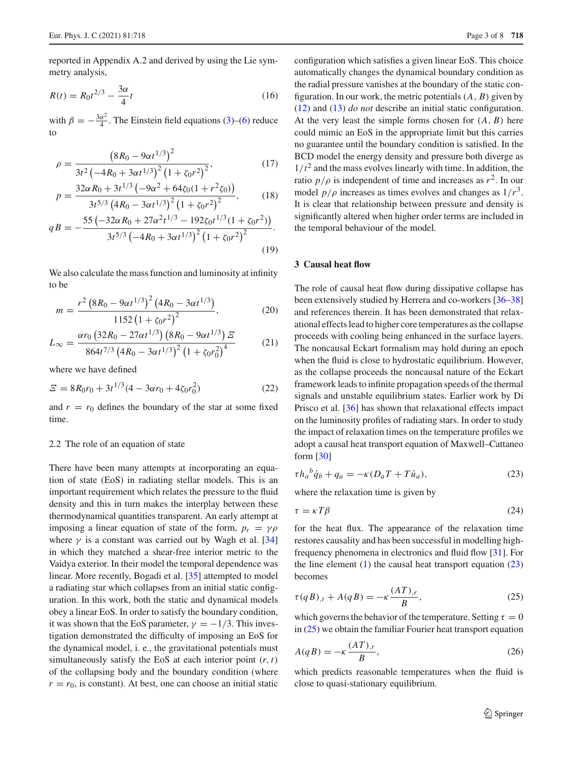reported in Appendix A.2 and derived by using the Lie symmetry analysis,

$$R(t) = R_0 t^{2/3} - \frac{3\alpha}{4} t \tag{16}$$

with $\beta = -\frac{3\alpha^2}{4}$. The Einstein field equations (3)–(6) reduce to

$$\rho = \frac{\left(8R_0 - 9\alpha t^{1/3}\right)^2}{3t^2\left(-4R_0 + 3\alpha t^{1/3}\right)^2\left(1+\zeta_0 r^2\right)^2}, \tag{17}$$

$$p = \frac{32\alpha R_0 + 3t^{1/3}\left(-9\alpha^2 + 64\zeta_0(1+r^2\zeta_0)\right)}{3t^{5/3}\left(4R_0 - 3\alpha t^{1/3}\right)^2\left(1+\zeta_0 r^2\right)^2}, \tag{18}$$

$$qB = -\frac{55\left(-32\alpha R_0 + 27\alpha^2 t^{1/3} - 192\zeta_0 t^{1/3}(1+\zeta_0 r^2)\right)}{3t^{5/3}\left(-4R_0 + 3\alpha t^{1/3}\right)^2\left(1+\zeta_0 r^2\right)^2}. \tag{19}$$

We also calculate the mass function and luminosity at infinity to be

$$m = \frac{r^2\left(8R_0 - 9\alpha t^{1/3}\right)^2\left(4R_0 - 3\alpha t^{1/3}\right)}{1152\left(1+\zeta_0 r^2\right)^2}, \tag{20}$$

$$L_\infty = \frac{\alpha r_0\left(32R_0 - 27\alpha t^{1/3}\right)\left(8R_0 - 9\alpha t^{1/3}\right)\Xi}{864 t^{7/3}\left(4R_0 - 3\alpha t^{1/3}\right)^2\left(1+\zeta_0 r_0^2\right)^4} \tag{21}$$

where we have defined

$$\Xi = 8R_0 r_0 + 3t^{1/3}(4 - 3\alpha r_0 + 4\zeta_0 r_0^2) \tag{22}$$

and $r = r_0$ defines the boundary of the star at some fixed time.

### 2.2 The role of an equation of state

There have been many attempts at incorporating an equation of state (EoS) in radiating stellar models. This is an important requirement which relates the pressure to the fluid density and this in turn makes the interplay between these thermodynamical quantities transparent. An early attempt at imposing a linear equation of state of the form, $p_r = \gamma\rho$ where $\gamma$ is a constant was carried out by Wagh et al. [34] in which they matched a shear-free interior metric to the Vaidya exterior. In their model the temporal dependence was linear. More recently, Bogadi et al. [35] attempted to model a radiating star which collapses from an initial static configuration. In this work, both the static and dynamical models obey a linear EoS. In order to satisfy the boundary condition, it was shown that the EoS parameter, $\gamma = -1/3$. This investigation demonstrated the difficulty of imposing an EoS for the dynamical model, i. e., the gravitational potentials must simultaneously satisfy the EoS at each interior point $(r, t)$ of the collapsing body and the boundary condition (where $r = r_0$, is constant). At best, one can choose an initial static configuration which satisfies a given linear EoS. This choice automatically changes the dynamical boundary condition as the radial pressure vanishes at the boundary of the static configuration. In our work, the metric potentials $(A, B)$ given by (12) and (13) *do not* describe an initial static configuration. At the very least the simple forms chosen for $(A, B)$ here could mimic an EoS in the appropriate limit but this carries no guarantee until the boundary condition is satisfied. In the BCD model the energy density and pressure both diverge as $1/t^2$ and the mass evolves linearly with time. In addition, the ratio $p/\rho$ is independent of time and increases as $r^2$. In our model $p/\rho$ increases as times evolves and changes as $1/r^3$. It is clear that relationship between pressure and density is significantly altered when higher order terms are included in the temporal behaviour of the model.

## 3 Causal heat flow

The role of causal heat flow during dissipative collapse has been extensively studied by Herrera and co-workers [36–38] and references therein. It has been demonstrated that relaxational effects lead to higher core temperatures as the collapse proceeds with cooling being enhanced in the surface layers. The noncausal Eckart formalism may hold during an epoch when the fluid is close to hydrostatic equilibrium. However, as the collapse proceeds the noncausal nature of the Eckart framework leads to infinite propagation speeds of the thermal signals and unstable equilibrium states. Earlier work by Di Prisco et al. [36] has shown that relaxational effects impact on the luminosity profiles of radiating stars. In order to study the impact of relaxation times on the temperature profiles we adopt a causal heat transport equation of Maxwell–Cattaneo form [30]

$$\tau h_a{}^b \dot{q}_b + q_a = -\kappa(D_a T + T\dot{u}_a), \tag{23}$$

where the relaxation time is given by

$$\tau = \kappa T \beta \tag{24}$$

for the heat flux. The appearance of the relaxation time restores causality and has been successful in modelling high-frequency phenomena in electronics and fluid flow [31]. For the line element (1) the causal heat transport equation (23) becomes

$$\tau(qB)_{,t} + A(qB) = -\kappa\frac{(AT)_{,r}}{B}, \tag{25}$$

which governs the behavior of the temperature. Setting $\tau = 0$ in (25) we obtain the familiar Fourier heat transport equation

$$A(qB) = -\kappa\frac{(AT)_{,r}}{B}, \tag{26}$$

which predicts reasonable temperatures when the fluid is close to quasi-stationary equilibrium.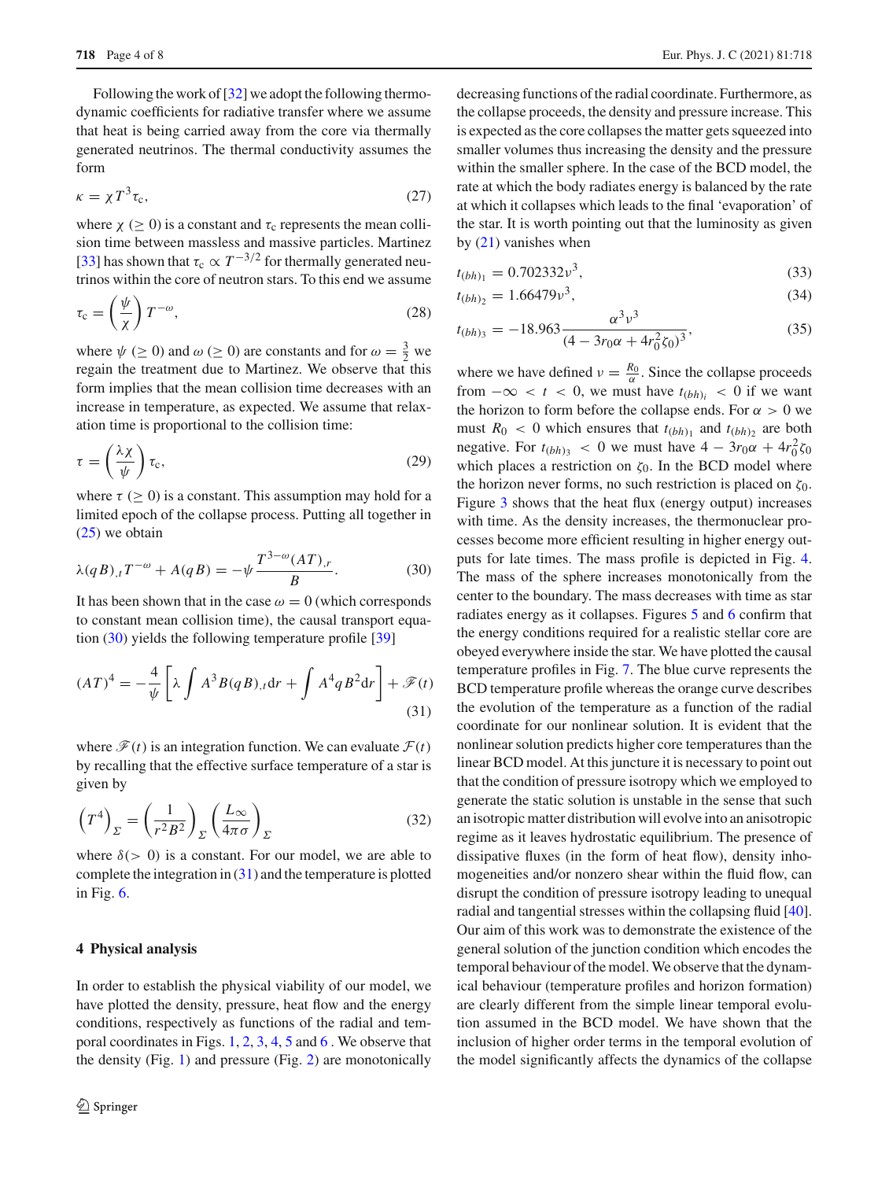Following the work of [32] we adopt the following thermodynamic coefficients for radiative transfer where we assume that heat is being carried away from the core via thermally generated neutrinos. The thermal conductivity assumes the form

$$\kappa = \chi T^3 \tau_c, \tag{27}$$

where $\chi$ ($\geq 0$) is a constant and $\tau_c$ represents the mean collision time between massless and massive particles. Martinez [33] has shown that $\tau_c \propto T^{-3/2}$ for thermally generated neutrinos within the core of neutron stars. To this end we assume

$$\tau_c = \left(\frac{\psi}{\chi}\right) T^{-\omega}, \tag{28}$$

where $\psi$ ($\geq 0$) and $\omega$ ($\geq 0$) are constants and for $\omega = \frac{3}{2}$ we regain the treatment due to Martinez. We observe that this form implies that the mean collision time decreases with an increase in temperature, as expected. We assume that relaxation time is proportional to the collision time:

$$\tau = \left(\frac{\lambda\chi}{\psi}\right)\tau_c, \tag{29}$$

where $\tau$ ($\geq 0$) is a constant. This assumption may hold for a limited epoch of the collapse process. Putting all together in (25) we obtain

$$\lambda(qB)_{,t} T^{-\omega} + A(qB) = -\psi \frac{T^{3-\omega}(AT)_{,r}}{B}. \tag{30}$$

It has been shown that in the case $\omega = 0$ (which corresponds to constant mean collision time), the causal transport equation (30) yields the following temperature profile [39]

$$(AT)^4 = -\frac{4}{\psi}\left[\lambda \int A^3 B (qB)_{,t} \mathrm{d}r + \int A^4 q B^2 \mathrm{d}r\right] + \mathscr{F}(t) \tag{31}$$

where $\mathscr{F}(t)$ is an integration function. We can evaluate $\mathcal{F}(t)$ by recalling that the effective surface temperature of a star is given by

$$\left(T^4\right)_\Sigma = \left(\frac{1}{r^2B^2}\right)_\Sigma \left(\frac{L_\infty}{4\pi\sigma}\right)_\Sigma \tag{32}$$

where $\delta(> 0)$ is a constant. For our model, we are able to complete the integration in (31) and the temperature is plotted in Fig. 6.

## 4 Physical analysis

In order to establish the physical viability of our model, we have plotted the density, pressure, heat flow and the energy conditions, respectively as functions of the radial and temporal coordinates in Figs. 1, 2, 3, 4, 5 and 6 . We observe that the density (Fig. 1) and pressure (Fig. 2) are monotonically decreasing functions of the radial coordinate. Furthermore, as the collapse proceeds, the density and pressure increase. This is expected as the core collapses the matter gets squeezed into smaller volumes thus increasing the density and the pressure within the smaller sphere. In the case of the BCD model, the rate at which the body radiates energy is balanced by the rate at which it collapses which leads to the final 'evaporation' of the star. It is worth pointing out that the luminosity as given by (21) vanishes when

$$t_{(bh)_1} = 0.702332\nu^3, \tag{33}$$

$$t_{(bh)_2} = 1.66479\nu^3, \tag{34}$$

$$t_{(bh)_3} = -18.963\frac{\alpha^3\nu^3}{(4 - 3r_0\alpha + 4r_0^2\zeta_0)^3}, \tag{35}$$

where we have defined $\nu = \frac{R_0}{\alpha}$. Since the collapse proceeds from $-\infty < t < 0$, we must have $t_{(bh)_i} < 0$ if we want the horizon to form before the collapse ends. For $\alpha > 0$ we must $R_0 < 0$ which ensures that $t_{(bh)_1}$ and $t_{(bh)_2}$ are both negative. For $t_{(bh)_3} < 0$ we must have $4 - 3r_0\alpha + 4r_0^2\zeta_0$ which places a restriction on $\zeta_0$. In the BCD model where the horizon never forms, no such restriction is placed on $\zeta_0$. Figure 3 shows that the heat flux (energy output) increases with time. As the density increases, the thermonuclear processes become more efficient resulting in higher energy outputs for late times. The mass profile is depicted in Fig. 4. The mass of the sphere increases monotonically from the center to the boundary. The mass decreases with time as star radiates energy as it collapses. Figures 5 and 6 confirm that the energy conditions required for a realistic stellar core are obeyed everywhere inside the star. We have plotted the causal temperature profiles in Fig. 7. The blue curve represents the BCD temperature profile whereas the orange curve describes the evolution of the temperature as a function of the radial coordinate for our nonlinear solution. It is evident that the nonlinear solution predicts higher core temperatures than the linear BCD model. At this juncture it is necessary to point out that the condition of pressure isotropy which we employed to generate the static solution is unstable in the sense that such an isotropic matter distribution will evolve into an anisotropic regime as it leaves hydrostatic equilibrium. The presence of dissipative fluxes (in the form of heat flow), density inhomogeneities and/or nonzero shear within the fluid flow, can disrupt the condition of pressure isotropy leading to unequal radial and tangential stresses within the collapsing fluid [40]. Our aim of this work was to demonstrate the existence of the general solution of the junction condition which encodes the temporal behaviour of the model. We observe that the dynamical behaviour (temperature profiles and horizon formation) are clearly different from the simple linear temporal evolution assumed in the BCD model. We have shown that the inclusion of higher order terms in the temporal evolution of the model significantly affects the dynamics of the collapse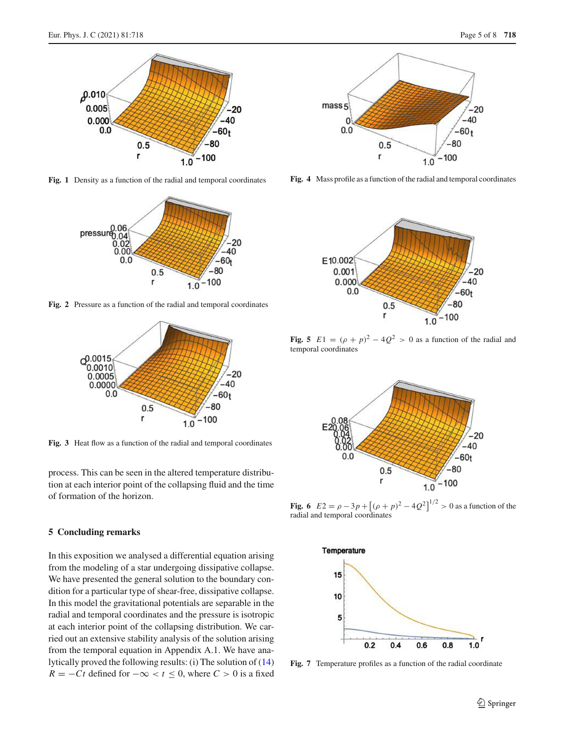Fig. 1 Density as a function of the radial and temporal coordinates

Fig. 2 Pressure as a function of the radial and temporal coordinates

Fig. 3 Heat flow as a function of the radial and temporal coordinates

process. This can be seen in the altered temperature distribution at each interior point of the collapsing fluid and the time of formation of the horizon.

## 5 Concluding remarks

In this exposition we analysed a differential equation arising from the modeling of a star undergoing dissipative collapse. We have presented the general solution to the boundary condition for a particular type of shear-free, dissipative collapse. In this model the gravitational potentials are separable in the radial and temporal coordinates and the pressure is isotropic at each interior point of the collapsing distribution. We carried out an extensive stability analysis of the solution arising from the temporal equation in Appendix A.1. We have analytically proved the following results: (i) The solution of (14) $R = -Ct$ defined for $-\infty < t \leq 0$, where $C > 0$ is a fixed

Fig. 4 Mass profile as a function of the radial and temporal coordinates

Fig. 5 $E1 = (\rho + p)^2 - 4Q^2 > 0$ as a function of the radial and temporal coordinates

Fig. 6 $E2 = \rho - 3p + \left[(\rho + p)^2 - 4Q^2\right]^{1/2} > 0$ as a function of the radial and temporal coordinates

Fig. 7 Temperature profiles as a function of the radial coordinate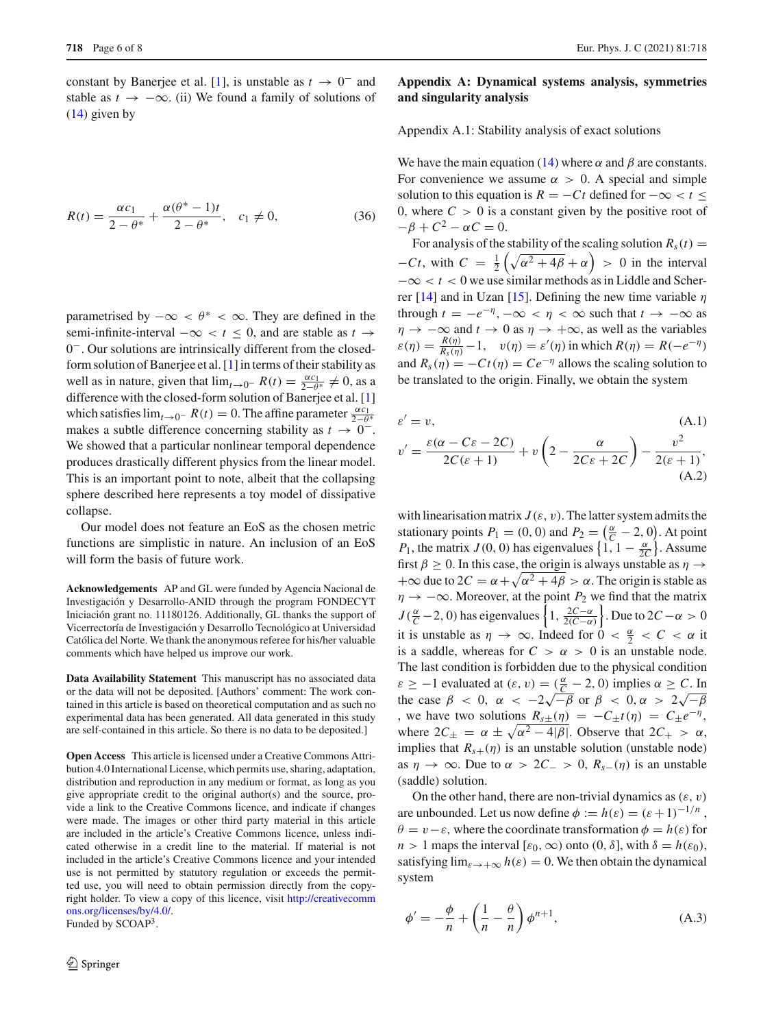constant by Banerjee et al. [1], is unstable as $t \to 0^-$ and stable as $t \to -\infty$. (ii) We found a family of solutions of (14) given by

$$R(t) = \frac{\alpha c_1}{2-\theta^*} + \frac{\alpha(\theta^*-1)t}{2-\theta^*}, \quad c_1 \neq 0, \tag{36}$$

parametrised by $-\infty < \theta^* < \infty$. They are defined in the semi-infinite-interval $-\infty < t \leq 0$, and are stable as $t \to 0^-$. Our solutions are intrinsically different from the closed-form solution of Banerjee et al. [1] in terms of their stability as well as in nature, given that $\lim_{t\to 0^-} R(t) = \frac{\alpha c_1}{2-\theta^*} \neq 0$, as a difference with the closed-form solution of Banerjee et al. [1] which satisfies $\lim_{t\to 0^-} R(t) = 0$. The affine parameter $\frac{\alpha c_1}{2-\theta^*}$ makes a subtle difference concerning stability as $t \to 0^-$. We showed that a particular nonlinear temporal dependence produces drastically different physics from the linear model. This is an important point to note, albeit that the collapsing sphere described here represents a toy model of dissipative collapse.

Our model does not feature an EoS as the chosen metric functions are simplistic in nature. An inclusion of an EoS will form the basis of future work.

**Acknowledgements** AP and GL were funded by Agencia Nacional de Investigación y Desarrollo-ANID through the program FONDECYT Iniciación grant no. 11180126. Additionally, GL thanks the support of Vicerrectoría de Investigación y Desarrollo Tecnológico at Universidad Católica del Norte. We thank the anonymous referee for his/her valuable comments which have helped us improve our work.

**Data Availability Statement** This manuscript has no associated data or the data will not be deposited. [Authors' comment: The work contained in this article is based on theoretical computation and as such no experimental data has been generated. All data generated in this study are self-contained in this article. So there is no data to be deposited.]

**Open Access** This article is licensed under a Creative Commons Attribution 4.0 International License, which permits use, sharing, adaptation, distribution and reproduction in any medium or format, as long as you give appropriate credit to the original author(s) and the source, provide a link to the Creative Commons licence, and indicate if changes were made. The images or other third party material in this article are included in the article's Creative Commons licence, unless indicated otherwise in a credit line to the material. If material is not included in the article's Creative Commons licence and your intended use is not permitted by statutory regulation or exceeds the permitted use, you will need to obtain permission directly from the copyright holder. To view a copy of this licence, visit http://creativecommons.org/licenses/by/4.0/.
Funded by SCOAP[3].

## Appendix A: Dynamical systems analysis, symmetries and singularity analysis

### Appendix A.1: Stability analysis of exact solutions

We have the main equation (14) where $\alpha$ and $\beta$ are constants. For convenience we assume $\alpha > 0$. A special and simple solution to this equation is $R = -Ct$ defined for $-\infty < t \leq 0$, where $C > 0$ is a constant given by the positive root of $-\beta + C^2 - \alpha C = 0$.

For analysis of the stability of the scaling solution $R_s(t) = -Ct$, with $C = \frac{1}{2}\left(\sqrt{\alpha^2+4\beta}+\alpha\right) > 0$ in the interval $-\infty < t < 0$ we use similar methods as in Liddle and Scherrer [14] and in Uzan [15]. Defining the new time variable $\eta$ through $t = -e^{-\eta}$, $-\infty < \eta < \infty$ such that $t \to -\infty$ as $\eta \to -\infty$ and $t \to 0$ as $\eta \to +\infty$, as well as the variables $\varepsilon(\eta) = \frac{R(\eta)}{R_s(\eta)} - 1$, $\quad v(\eta) = \varepsilon'(\eta)$ in which $R(\eta) = R(-e^{-\eta})$ and $R_s(\eta) = -Ct(\eta) = Ce^{-\eta}$ allows the scaling solution to be translated to the origin. Finally, we obtain the system

$$\varepsilon' = v, \tag{A.1}$$

$$v' = \frac{\varepsilon(\alpha - C\varepsilon - 2C)}{2C(\varepsilon+1)} + v\left(2 - \frac{\alpha}{2C\varepsilon+2C}\right) - \frac{v^2}{2(\varepsilon+1)}, \tag{A.2}$$

with linearisation matrix $J(\varepsilon, v)$. The latter system admits the stationary points $P_1 = (0,0)$ and $P_2 = \left(\frac{\alpha}{C}-2, 0\right)$. At point $P_1$, the matrix $J(0,0)$ has eigenvalues $\left\{1, 1-\frac{\alpha}{2C}\right\}$. Assume first $\beta \geq 0$. In this case, the origin is always unstable as $\eta \to +\infty$ due to $2C = \alpha + \sqrt{\alpha^2+4\beta} > \alpha$. The origin is stable as $\eta \to -\infty$. Moreover, at the point $P_2$ we find that the matrix $J(\frac{\alpha}{C}-2, 0)$ has eigenvalues $\left\{1, \frac{2C-\alpha}{2(C-\alpha)}\right\}$. Due to $2C - \alpha > 0$ it is unstable as $\eta \to \infty$. Indeed for $0 < \frac{\alpha}{2} < C < \alpha$ it is a saddle, whereas for $C > \alpha > 0$ is an unstable node. The last condition is forbidden due to the physical condition $\varepsilon \geq -1$ evaluated at $(\varepsilon, v) = (\frac{\alpha}{C}-2, 0)$ implies $\alpha \geq C$. In the case $\beta < 0$, $\alpha < -2\sqrt{-\beta}$ or $\beta < 0, \alpha > 2\sqrt{-\beta}$, we have two solutions $R_{s\pm}(\eta) = -C_\pm t(\eta) = C_\pm e^{-\eta}$, where $2C_\pm = \alpha \pm \sqrt{\alpha^2 - 4|\beta|}$. Observe that $2C_+ > \alpha$, implies that $R_{s+}(\eta)$ is an unstable solution (unstable node) as $\eta \to \infty$. Due to $\alpha > 2C_- > 0$, $R_{s-}(\eta)$ is an unstable (saddle) solution.

On the other hand, there are non-trivial dynamics as $(\varepsilon, v)$ are unbounded. Let us now define $\phi := h(\varepsilon) = (\varepsilon+1)^{-1/n}$, $\theta = v - \varepsilon$, where the coordinate transformation $\phi = h(\varepsilon)$ for $n > 1$ maps the interval $[\varepsilon_0, \infty)$ onto $(0, \delta]$, with $\delta = h(\varepsilon_0)$, satisfying $\lim_{\varepsilon\to+\infty} h(\varepsilon) = 0$. We then obtain the dynamical system

$$\phi' = -\frac{\phi}{n} + \left(\frac{1}{n} - \frac{\theta}{n}\right)\phi^{n+1}, \tag{A.3}$$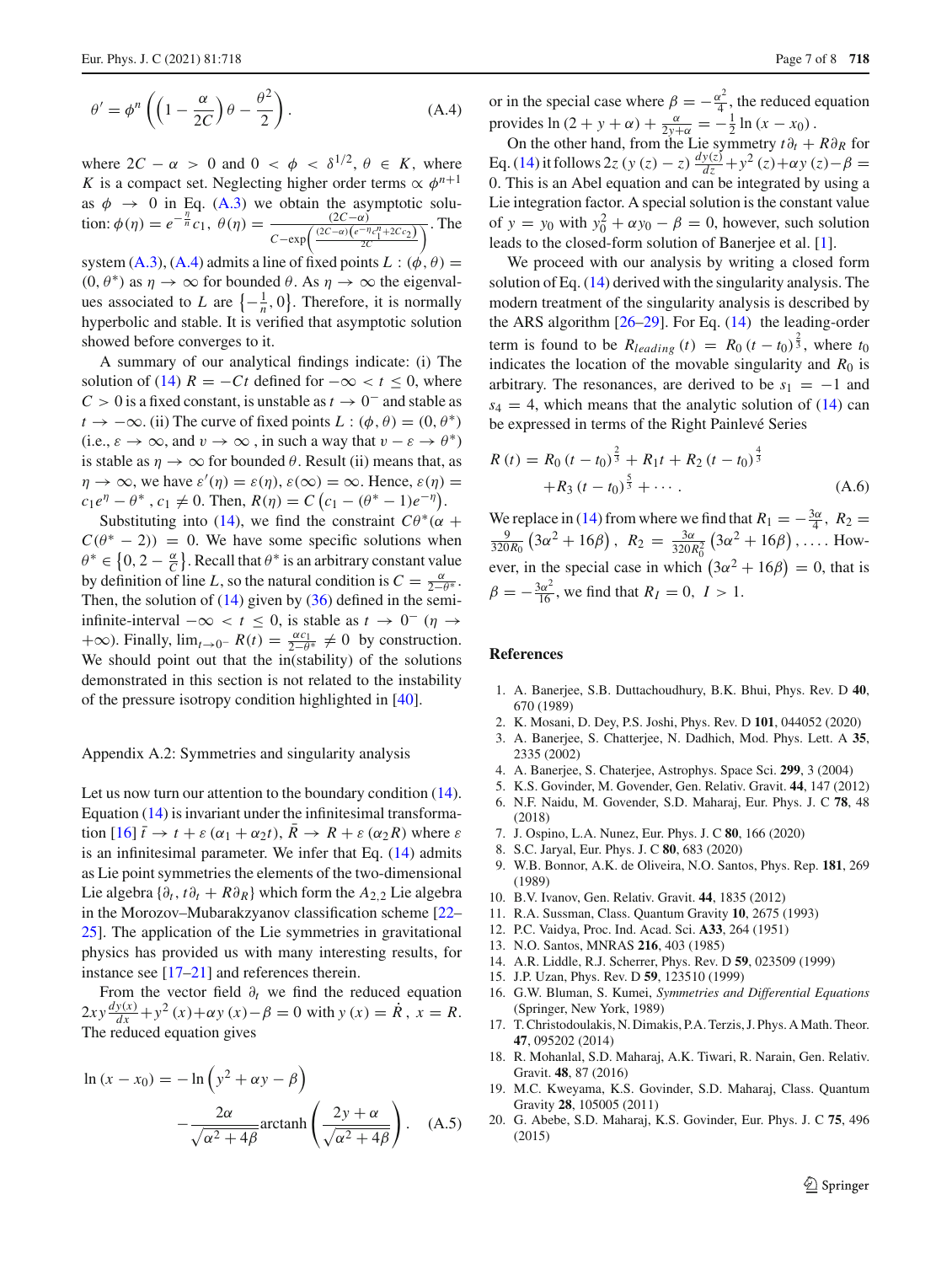$$\theta' = \phi^n\left(\left(1-\frac{\alpha}{2C}\right)\theta - \frac{\theta^2}{2}\right). \tag{A.4}$$

where $2C-\alpha > 0$ and $0 < \phi < \delta^{1/2}$, $\theta \in K$, where $K$ is a compact set. Neglecting higher order terms $\propto \phi^{n+1}$ as $\phi \to 0$ in Eq. (A.3) we obtain the asymptotic solution: $\phi(\eta) = e^{-\frac{\eta}{n}}c_1$, $\theta(\eta) = \frac{(2C-\alpha)}{C-\exp\left(\frac{(2C-\alpha)\left(e^{-\eta}c_1^n+2Cc_2\right)}{2C}\right)}$. The system (A.3), (A.4) admits a line of fixed points $L:(\phi,\theta) = (0,\theta^*)$ as $\eta\to\infty$ for bounded $\theta$. As $\eta \to \infty$ the eigenvalues associated to $L$ are $\left\{-\frac{1}{n}, 0\right\}$. Therefore, it is normally hyperbolic and stable. It is verified that asymptotic solution showed before converges to it.

A summary of our analytical findings indicate: (i) The solution of (14) $R = -Ct$ defined for $-\infty < t \leq 0$, where $C > 0$ is a fixed constant, is unstable as $t \to 0^-$ and stable as $t \to -\infty$. (ii) The curve of fixed points $L:(\phi,\theta) = (0,\theta^*)$ (i.e., $\varepsilon \to \infty$, and $v \to \infty$, in such a way that $v - \varepsilon \to \theta^*$) is stable as $\eta \to \infty$ for bounded $\theta$. Result (ii) means that, as $\eta \to \infty$, we have $\varepsilon'(\eta) = \varepsilon(\eta)$, $\varepsilon(\infty) = \infty$. Hence, $\varepsilon(\eta) = c_1 e^{\eta} - \theta^*$, $c_1 \neq 0$. Then, $R(\eta) = C\left(c_1 - (\theta^* - 1)e^{-\eta}\right)$.

Substituting into (14), we find the constraint $C\theta^*(\alpha + C(\theta^*-2)) = 0$. We have some specific solutions when $\theta^* \in \left\{0, 2-\frac{\alpha}{C}\right\}$. Recall that $\theta^*$ is an arbitrary constant value by definition of line $L$, so the natural condition is $C = \frac{\alpha}{2-\theta^*}$. Then, the solution of (14) given by (36) defined in the semi-infinite-interval $-\infty < t \leq 0$, is stable as $t \to 0^-$ ($\eta \to +\infty$). Finally, $\lim_{t\to 0^-} R(t) = \frac{\alpha c_1}{2-\theta^*} \neq 0$ by construction. We should point out that the in(stability) of the solutions demonstrated in this section is not related to the instability of the pressure isotropy condition highlighted in [40].

### Appendix A.2: Symmetries and singularity analysis

Let us now turn our attention to the boundary condition (14). Equation (14) is invariant under the infinitesimal transformation [16] $\bar{t} \to t + \varepsilon(\alpha_1 + \alpha_2 t)$, $\bar{R} \to R + \varepsilon(\alpha_2 R)$ where $\varepsilon$ is an infinitesimal parameter. We infer that Eq. (14) admits as Lie point symmetries the elements of the two-dimensional Lie algebra $\{\partial_t, t\partial_t + R\partial_R\}$ which form the $A_{2,2}$ Lie algebra in the Morozov–Mubarakzyanov classification scheme [22–25]. The application of the Lie symmetries in gravitational physics has provided us with many interesting results, for instance see [17–21] and references therein.

From the vector field $\partial_t$ we find the reduced equation $2xy\frac{dy(x)}{dx} + y^2(x) + \alpha y(x) - \beta = 0$ with $y(x) = \dot{R}$, $x = R$. The reduced equation gives

$$\ln(x-x_0) = -\ln\left(y^2+\alpha y-\beta\right) - \frac{2\alpha}{\sqrt{\alpha^2+4\beta}}\operatorname{arctanh}\left(\frac{2y+\alpha}{\sqrt{\alpha^2+4\beta}}\right). \tag{A.5}$$

or in the special case where $\beta = -\frac{\alpha^2}{4}$, the reduced equation provides $\ln(2+y+\alpha) + \frac{\alpha}{2y+\alpha} = -\frac{1}{2}\ln(x-x_0)$.

On the other hand, from the Lie symmetry $t\partial_t + R\partial_R$ for Eq. (14) it follows $2z(y(z)-z)\frac{dy(z)}{dz} + y^2(z) + \alpha y(z) - \beta = 0$. This is an Abel equation and can be integrated by using a Lie integration factor. A special solution is the constant value of $y = y_0$ with $y_0^2 + \alpha y_0 - \beta = 0$, however, such solution leads to the closed-form solution of Banerjee et al. [1].

We proceed with our analysis by writing a closed form solution of Eq. (14) derived with the singularity analysis. The modern treatment of the singularity analysis is described by the ARS algorithm [26–29]. For Eq. (14) the leading-order term is found to be $R_{leading}(t) = R_0(t-t_0)^{\frac{2}{3}}$, where $t_0$ indicates the location of the movable singularity and $R_0$ is arbitrary. The resonances, are derived to be $s_1 = -1$ and $s_4 = 4$, which means that the analytic solution of (14) can be expressed in terms of the Right Painlevé Series

$$R(t) = R_0(t-t_0)^{\frac{2}{3}} + R_1 t + R_2(t-t_0)^{\frac{4}{3}} + R_3(t-t_0)^{\frac{5}{3}} + \cdots. \tag{A.6}$$

We replace in (14) from where we find that $R_1 = -\frac{3\alpha}{4}$, $R_2 = \frac{9}{320R_0}\left(3\alpha^2+16\beta\right)$, $R_2 = \frac{3\alpha}{320R_0^2}\left(3\alpha^2+16\beta\right), \ldots$. However, in the special case in which $\left(3\alpha^2+16\beta\right) = 0$, that is $\beta = -\frac{3\alpha^2}{16}$, we find that $R_I = 0$, $I > 1$.

## References

1. A. Banerjee, S.B. Duttachoudhury, B.K. Bhui, Phys. Rev. D **40**, 670 (1989)
2. K. Mosani, D. Dey, P.S. Joshi, Phys. Rev. D **101**, 044052 (2020)
3. A. Banerjee, S. Chatterjee, N. Dadhich, Mod. Phys. Lett. A **35**, 2335 (2002)
4. A. Banerjee, S. Chaterjee, Astrophys. Space Sci. **299**, 3 (2004)
5. K.S. Govinder, M. Govender, Gen. Relativ. Gravit. **44**, 147 (2012)
6. N.F. Naidu, M. Govender, S.D. Maharaj, Eur. Phys. J. C **78**, 48 (2018)
7. J. Ospino, L.A. Nunez, Eur. Phys. J. C **80**, 166 (2020)
8. S.C. Jaryal, Eur. Phys. J. C **80**, 683 (2020)
9. W.B. Bonnor, A.K. de Oliveira, N.O. Santos, Phys. Rep. **181**, 269 (1989)
10. B.V. Ivanov, Gen. Relativ. Gravit. **44**, 1835 (2012)
11. R.A. Sussman, Class. Quantum Gravity **10**, 2675 (1993)
12. P.C. Vaidya, Proc. Ind. Acad. Sci. **A33**, 264 (1951)
13. N.O. Santos, MNRAS **216**, 403 (1985)
14. A.R. Liddle, R.J. Scherrer, Phys. Rev. D **59**, 023509 (1999)
15. J.P. Uzan, Phys. Rev. D **59**, 123510 (1999)
16. G.W. Bluman, S. Kumei, *Symmetries and Differential Equations* (Springer, New York, 1989)
17. T. Christodoulakis, N. Dimakis, P.A. Terzis, J. Phys. A Math. Theor. **47**, 095202 (2014)
18. R. Mohanlal, S.D. Maharaj, A.K. Tiwari, R. Narain, Gen. Relativ. Gravit. **48**, 87 (2016)
19. M.C. Kweyama, K.S. Govinder, S.D. Maharaj, Class. Quantum Gravity **28**, 105005 (2011)
20. G. Abebe, S.D. Maharaj, K.S. Govinder, Eur. Phys. J. C **75**, 496 (2015)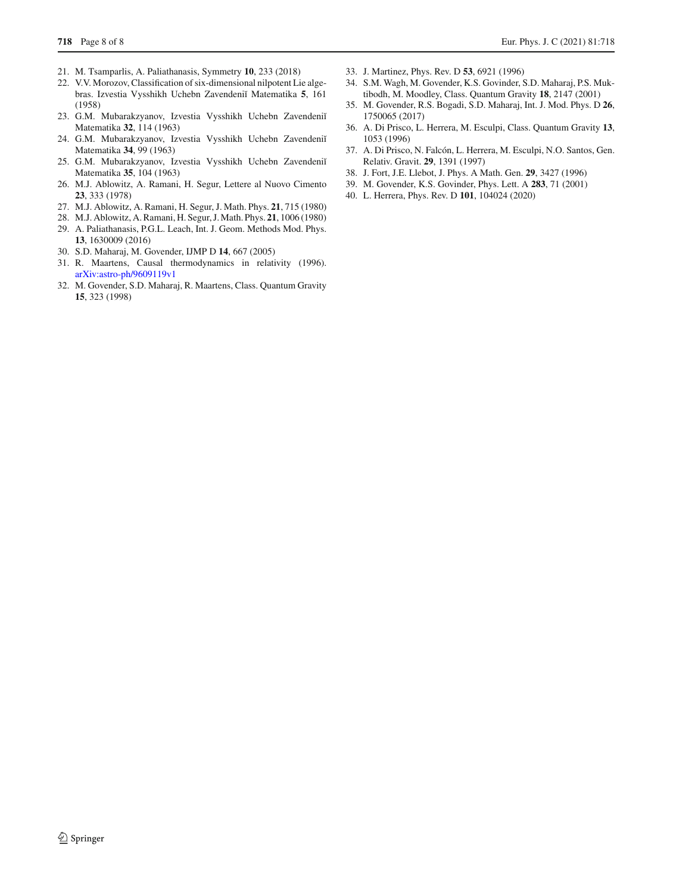21. M. Tsamparlis, A. Paliathanasis, Symmetry **10**, 233 (2018)
22. V.V. Morozov, Classification of six-dimensional nilpotent Lie algebras. Izvestia Vysshikh Uchebn Zavendeniĭ Matematika **5**, 161 (1958)
23. G.M. Mubarakzyanov, Izvestia Vysshikh Uchebn Zavendeniĭ Matematika **32**, 114 (1963)
24. G.M. Mubarakzyanov, Izvestia Vysshikh Uchebn Zavendeniĭ Matematika **34**, 99 (1963)
25. G.M. Mubarakzyanov, Izvestia Vysshikh Uchebn Zavendeniĭ Matematika **35**, 104 (1963)
26. M.J. Ablowitz, A. Ramani, H. Segur, Lettere al Nuovo Cimento **23**, 333 (1978)
27. M.J. Ablowitz, A. Ramani, H. Segur, J. Math. Phys. **21**, 715 (1980)
28. M.J. Ablowitz, A. Ramani, H. Segur, J. Math. Phys. **21**, 1006 (1980)
29. A. Paliathanasis, P.G.L. Leach, Int. J. Geom. Methods Mod. Phys. **13**, 1630009 (2016)
30. S.D. Maharaj, M. Govender, IJMP D **14**, 667 (2005)
31. R. Maartens, Causal thermodynamics in relativity (1996). arXiv:astro-ph/9609119v1
32. M. Govender, S.D. Maharaj, R. Maartens, Class. Quantum Gravity **15**, 323 (1998)
33. J. Martinez, Phys. Rev. D **53**, 6921 (1996)
34. S.M. Wagh, M. Govender, K.S. Govinder, S.D. Maharaj, P.S. Muktibodh, M. Moodley, Class. Quantum Gravity **18**, 2147 (2001)
35. M. Govender, R.S. Bogadi, S.D. Maharaj, Int. J. Mod. Phys. D **26**, 1750065 (2017)
36. A. Di Prisco, L. Herrera, M. Esculpi, Class. Quantum Gravity **13**, 1053 (1996)
37. A. Di Prisco, N. Falcón, L. Herrera, M. Esculpi, N.O. Santos, Gen. Relativ. Gravit. **29**, 1391 (1997)
38. J. Fort, J.E. Llebot, J. Phys. A Math. Gen. **29**, 3427 (1996)
39. M. Govender, K.S. Govinder, Phys. Lett. A **283**, 71 (2001)
40. L. Herrera, Phys. Rev. D **101**, 104024 (2020)